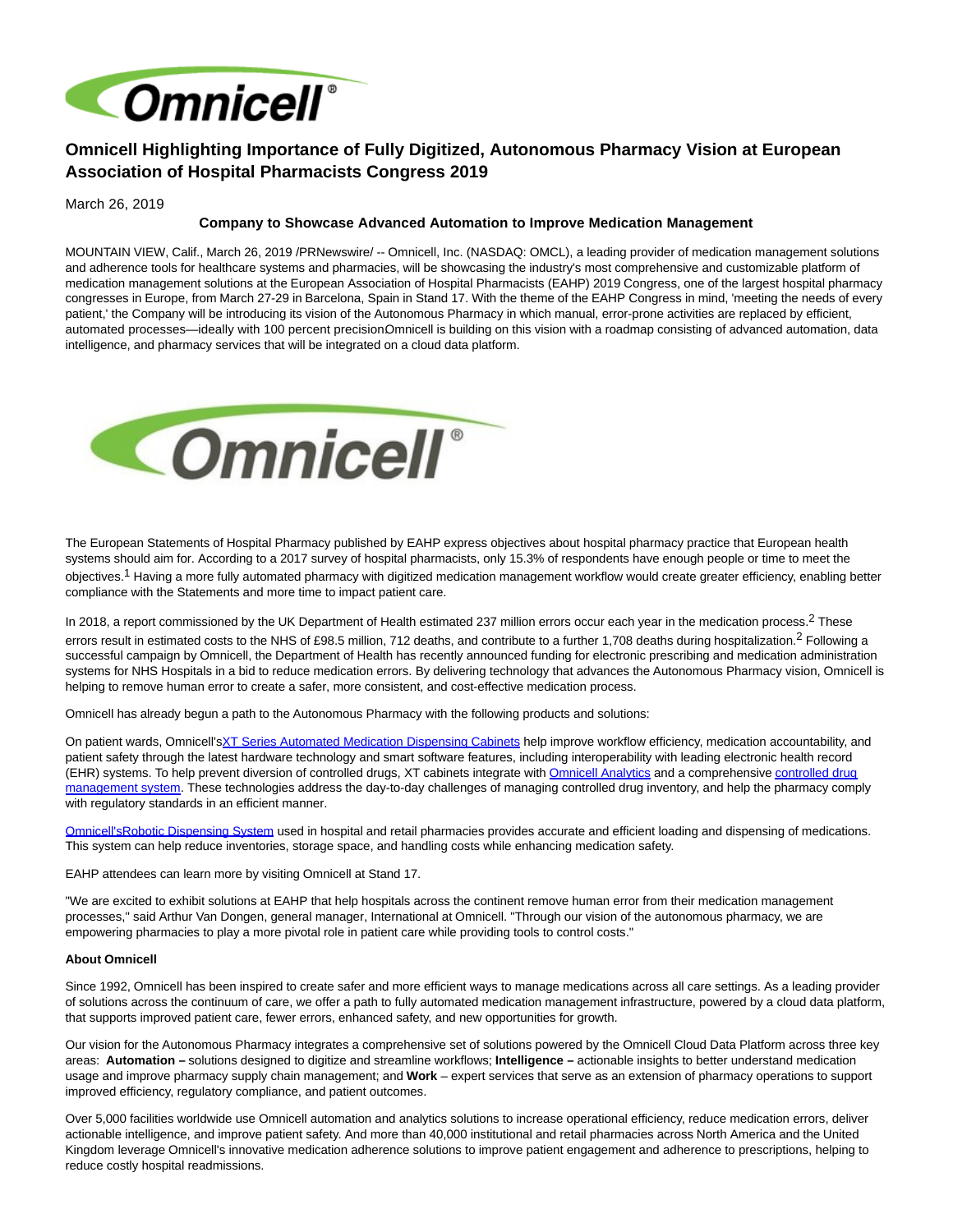# Omnicell Highlighting Importance of Fully Digitized, Autonomous Pharmacy Vision at European Association of Hospital Pharmacists Congress 2019

March 26, 2019

**Company to Showcase Advanced Automation to Improve Medication Management**

MOUNTAIN VIEW, Calif., March 26, 2019 /PRNewswire/ -- Omnicell, Inc. (NASDAQ: OMCL), a leading provider of medication management solutions and adherence tools for healthcare systems and pharmacies, will be showcasing the industry's most comprehensive and customizable platform of medication management solutions at the European Association of Hospital Pharmacists (EAHP) 2019 Congress, one of the largest hospital pharmacy congresses in Europe, from March 27-29 in Barcelona, Spain in Stand 17. With the theme of the EAHP Congress in mind, 'meeting the needs of every patient,' the Company will be introducing its vision of the Autonomous Pharmacy in which manual, error-prone activities are replaced by efficient, automated processes—ideally with 100 percent precisionOmnicell is building on this vision with a roadmap consisting of advanced automation, data intelligence, and pharmacy services that will be integrated on a cloud data platform.

The European Statements of Hospital Pharmacy published by EAHP express objectives about hospital pharmacy practice that European health systems should aim for. According to a 2017 survey of hospital pharmacists, only 15.3% of respondents have enough people or time to meet the objectives.[1] Having a more fully automated pharmacy with digitized medication management workflow would create greater efficiency, enabling better compliance with the Statements and more time to impact patient care.

In 2018, a report commissioned by the UK Department of Health estimated 237 million errors occur each year in the medication process.[2] These errors result in estimated costs to the NHS of £98.5 million, 712 deaths, and contribute to a further 1,708 deaths during hospitalization.[2] Following a successful campaign by Omnicell, the Department of Health has recently announced funding for electronic prescribing and medication administration systems for NHS Hospitals in a bid to reduce medication errors. By delivering technology that advances the Autonomous Pharmacy vision, Omnicell is helping to remove human error to create a safer, more consistent, and cost-effective medication process.

Omnicell has already begun a path to the Autonomous Pharmacy with the following products and solutions:

On patient wards, Omnicell'sXT Series Automated Medication Dispensing Cabinets help improve workflow efficiency, medication accountability, and patient safety through the latest hardware technology and smart software features, including interoperability with leading electronic health record (EHR) systems. To help prevent diversion of controlled drugs, XT cabinets integrate with Omnicell Analytics and a comprehensive controlled drug management system. These technologies address the day-to-day challenges of managing controlled drug inventory, and help the pharmacy comply with regulatory standards in an efficient manner.

Omnicell'sRobotic Dispensing System used in hospital and retail pharmacies provides accurate and efficient loading and dispensing of medications. This system can help reduce inventories, storage space, and handling costs while enhancing medication safety.

EAHP attendees can learn more by visiting Omnicell at Stand 17.

"We are excited to exhibit solutions at EAHP that help hospitals across the continent remove human error from their medication management processes," said Arthur Van Dongen, general manager, International at Omnicell. "Through our vision of the autonomous pharmacy, we are empowering pharmacies to play a more pivotal role in patient care while providing tools to control costs."

**About Omnicell**

Since 1992, Omnicell has been inspired to create safer and more efficient ways to manage medications across all care settings. As a leading provider of solutions across the continuum of care, we offer a path to fully automated medication management infrastructure, powered by a cloud data platform, that supports improved patient care, fewer errors, enhanced safety, and new opportunities for growth.

Our vision for the Autonomous Pharmacy integrates a comprehensive set of solutions powered by the Omnicell Cloud Data Platform across three key areas: **Automation –** solutions designed to digitize and streamline workflows; **Intelligence –** actionable insights to better understand medication usage and improve pharmacy supply chain management; and **Work** – expert services that serve as an extension of pharmacy operations to support improved efficiency, regulatory compliance, and patient outcomes.

Over 5,000 facilities worldwide use Omnicell automation and analytics solutions to increase operational efficiency, reduce medication errors, deliver actionable intelligence, and improve patient safety. And more than 40,000 institutional and retail pharmacies across North America and the United Kingdom leverage Omnicell's innovative medication adherence solutions to improve patient engagement and adherence to prescriptions, helping to reduce costly hospital readmissions.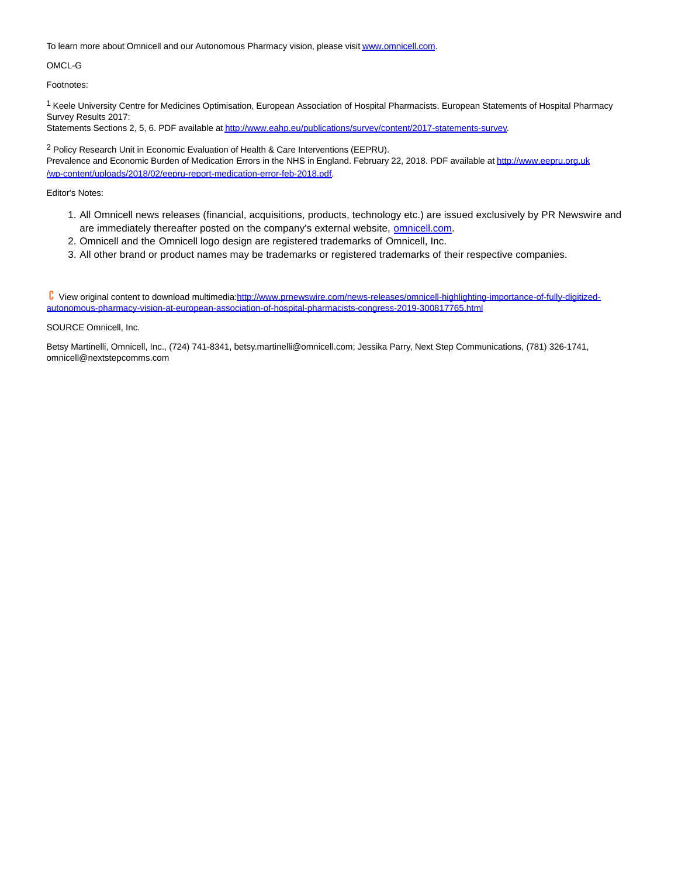To learn more about Omnicell and our Autonomous Pharmacy vision, please visit www.omnicell.com.

OMCL-G

Footnotes:

[1] Keele University Centre for Medicines Optimisation, European Association of Hospital Pharmacists. European Statements of Hospital Pharmacy Survey Results 2017:
Statements Sections 2, 5, 6. PDF available at http://www.eahp.eu/publications/survey/content/2017-statements-survey.

[2] Policy Research Unit in Economic Evaluation of Health & Care Interventions (EEPRU).
Prevalence and Economic Burden of Medication Errors in the NHS in England. February 22, 2018. PDF available at http://www.eepru.org.uk/wp-content/uploads/2018/02/eepru-report-medication-error-feb-2018.pdf.

Editor's Notes:

1. All Omnicell news releases (financial, acquisitions, products, technology etc.) are issued exclusively by PR Newswire and are immediately thereafter posted on the company's external website, omnicell.com.
2. Omnicell and the Omnicell logo design are registered trademarks of Omnicell, Inc.
3. All other brand or product names may be trademarks or registered trademarks of their respective companies.

View original content to download multimedia:http://www.prnewswire.com/news-releases/omnicell-highlighting-importance-of-fully-digitized-autonomous-pharmacy-vision-at-european-association-of-hospital-pharmacists-congress-2019-300817765.html

SOURCE Omnicell, Inc.

Betsy Martinelli, Omnicell, Inc., (724) 741-8341, betsy.martinelli@omnicell.com; Jessika Parry, Next Step Communications, (781) 326-1741, omnicell@nextstepcomms.com